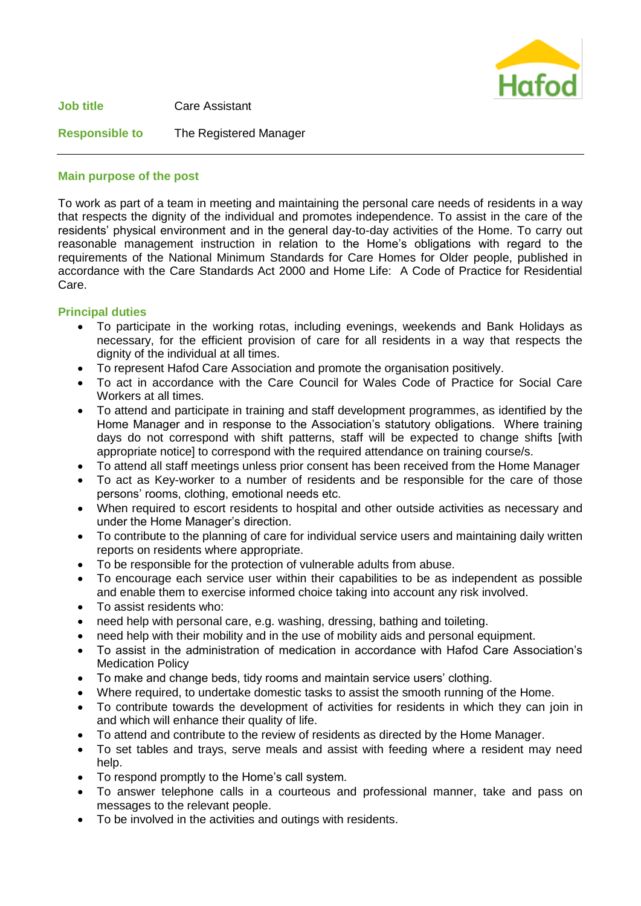Hafod

**Job title** Care Assistant

**Responsible to** The Registered Manager

---

## Main purpose of the post

To work as part of a team in meeting and maintaining the personal care needs of residents in a way that respects the dignity of the individual and promotes independence. To assist in the care of the residents' physical environment and in the general day-to-day activities of the Home. To carry out reasonable management instruction in relation to the Home's obligations with regard to the requirements of the National Minimum Standards for Care Homes for Older people, published in accordance with the Care Standards Act 2000 and Home Life: A Code of Practice for Residential Care.

## Principal duties

- To participate in the working rotas, including evenings, weekends and Bank Holidays as necessary, for the efficient provision of care for all residents in a way that respects the dignity of the individual at all times.
- To represent Hafod Care Association and promote the organisation positively.
- To act in accordance with the Care Council for Wales Code of Practice for Social Care Workers at all times.
- To attend and participate in training and staff development programmes, as identified by the Home Manager and in response to the Association's statutory obligations. Where training days do not correspond with shift patterns, staff will be expected to change shifts [with appropriate notice] to correspond with the required attendance on training course/s.
- To attend all staff meetings unless prior consent has been received from the Home Manager
- To act as Key-worker to a number of residents and be responsible for the care of those persons' rooms, clothing, emotional needs etc.
- When required to escort residents to hospital and other outside activities as necessary and under the Home Manager's direction.
- To contribute to the planning of care for individual service users and maintaining daily written reports on residents where appropriate.
- To be responsible for the protection of vulnerable adults from abuse.
- To encourage each service user within their capabilities to be as independent as possible and enable them to exercise informed choice taking into account any risk involved.
- To assist residents who:
- need help with personal care, e.g. washing, dressing, bathing and toileting.
- need help with their mobility and in the use of mobility aids and personal equipment.
- To assist in the administration of medication in accordance with Hafod Care Association's Medication Policy
- To make and change beds, tidy rooms and maintain service users' clothing.
- Where required, to undertake domestic tasks to assist the smooth running of the Home.
- To contribute towards the development of activities for residents in which they can join in and which will enhance their quality of life.
- To attend and contribute to the review of residents as directed by the Home Manager.
- To set tables and trays, serve meals and assist with feeding where a resident may need help.
- To respond promptly to the Home's call system.
- To answer telephone calls in a courteous and professional manner, take and pass on messages to the relevant people.
- To be involved in the activities and outings with residents.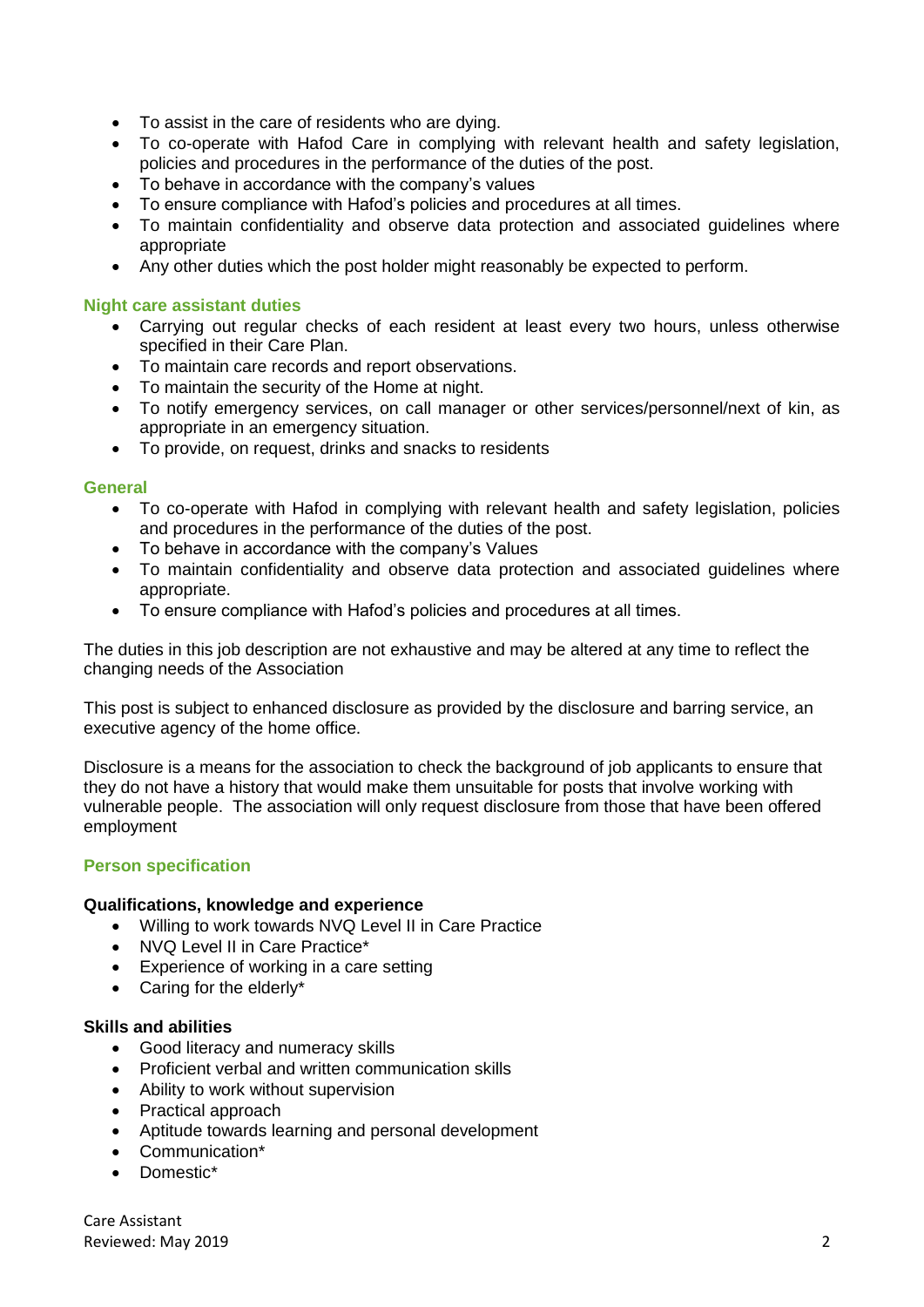- To assist in the care of residents who are dying.
- To co-operate with Hafod Care in complying with relevant health and safety legislation, policies and procedures in the performance of the duties of the post.
- To behave in accordance with the company's values
- To ensure compliance with Hafod's policies and procedures at all times.
- To maintain confidentiality and observe data protection and associated guidelines where appropriate
- Any other duties which the post holder might reasonably be expected to perform.

### Night care assistant duties

- Carrying out regular checks of each resident at least every two hours, unless otherwise specified in their Care Plan.
- To maintain care records and report observations.
- To maintain the security of the Home at night.
- To notify emergency services, on call manager or other services/personnel/next of kin, as appropriate in an emergency situation.
- To provide, on request, drinks and snacks to residents

### General

- To co-operate with Hafod in complying with relevant health and safety legislation, policies and procedures in the performance of the duties of the post.
- To behave in accordance with the company's Values
- To maintain confidentiality and observe data protection and associated guidelines where appropriate.
- To ensure compliance with Hafod's policies and procedures at all times.

The duties in this job description are not exhaustive and may be altered at any time to reflect the changing needs of the Association

This post is subject to enhanced disclosure as provided by the disclosure and barring service, an executive agency of the home office.

Disclosure is a means for the association to check the background of job applicants to ensure that they do not have a history that would make them unsuitable for posts that involve working with vulnerable people. The association will only request disclosure from those that have been offered employment

### Person specification

**Qualifications, knowledge and experience**

- Willing to work towards NVQ Level II in Care Practice
- NVQ Level II in Care Practice*
- Experience of working in a care setting
- Caring for the elderly*

**Skills and abilities**

- Good literacy and numeracy skills
- Proficient verbal and written communication skills
- Ability to work without supervision
- Practical approach
- Aptitude towards learning and personal development
- Communication*
- Domestic*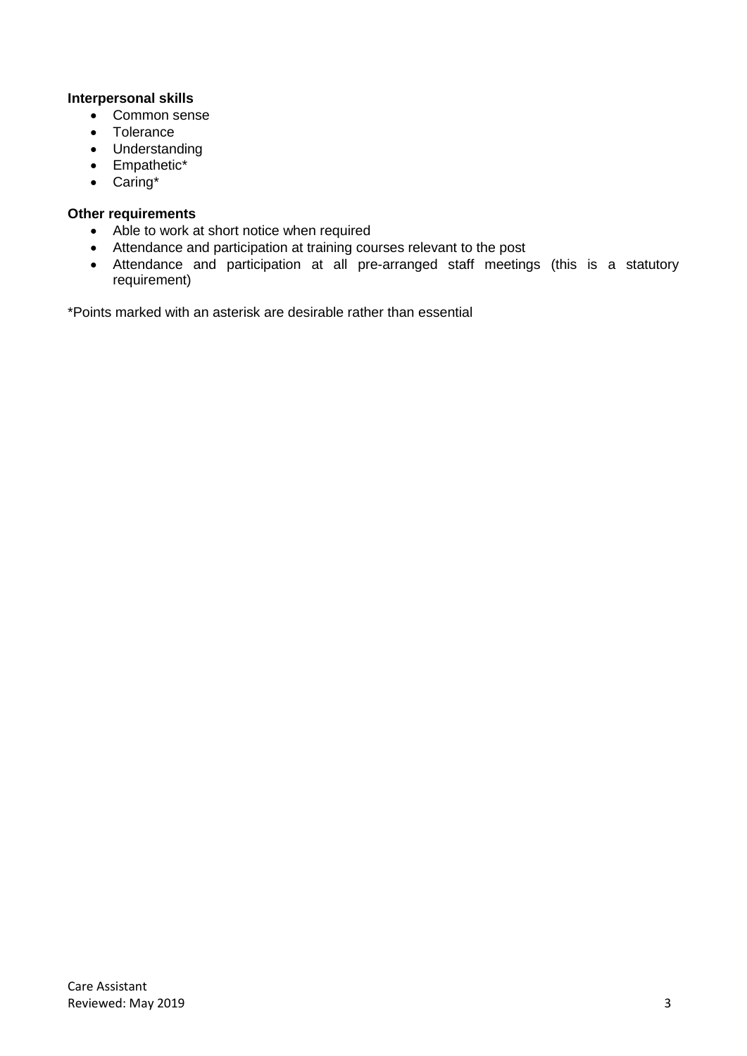**Interpersonal skills**

- Common sense
- Tolerance
- Understanding
- Empathetic*
- Caring*

**Other requirements**

- Able to work at short notice when required
- Attendance and participation at training courses relevant to the post
- Attendance and participation at all pre-arranged staff meetings (this is a statutory requirement)

*Points marked with an asterisk are desirable rather than essential